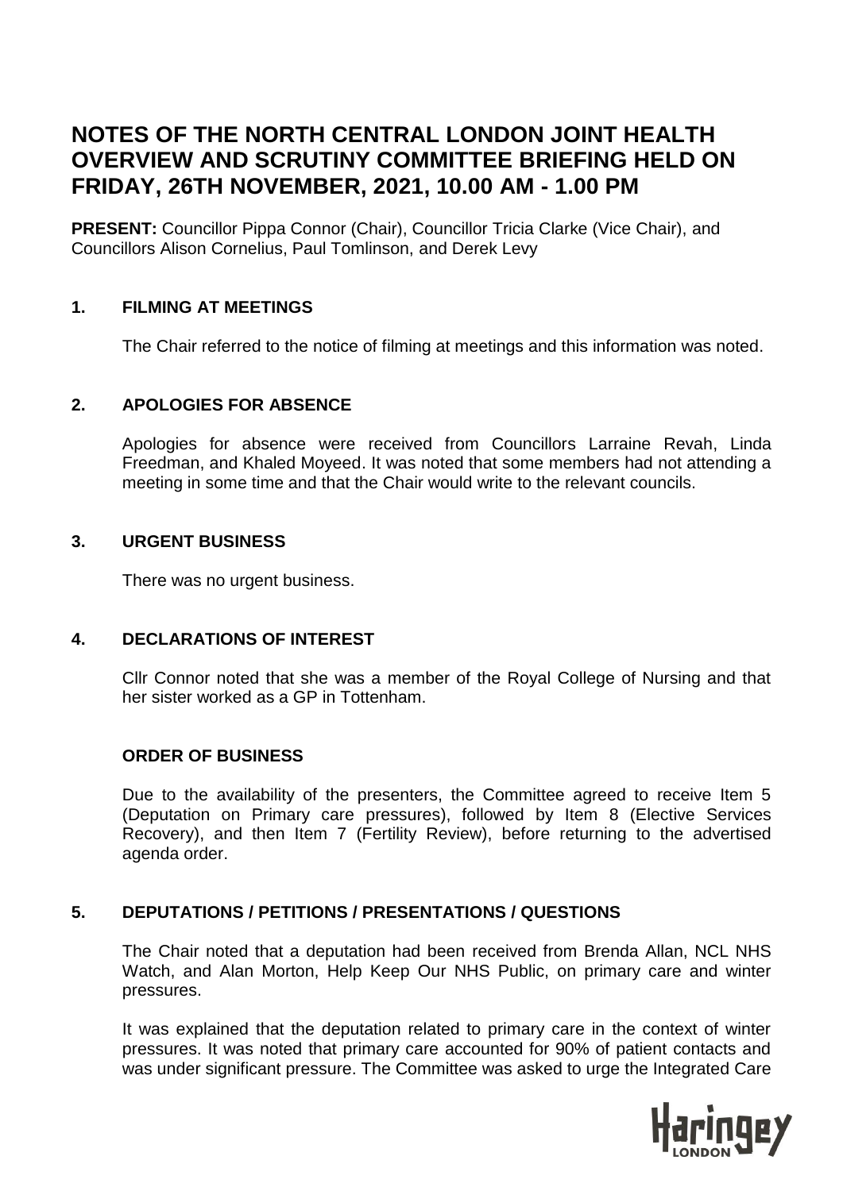# NOTES OF THE NORTH CENTRAL LONDON JOINT HEALTH OVERVIEW AND SCRUTINY COMMITTEE BRIEFING HELD ON FRIDAY, 26TH NOVEMBER, 2021, 10.00 AM - 1.00 PM

**PRESENT:** Councillor Pippa Connor (Chair), Councillor Tricia Clarke (Vice Chair), and Councillors Alison Cornelius, Paul Tomlinson, and Derek Levy

## 1. FILMING AT MEETINGS

The Chair referred to the notice of filming at meetings and this information was noted.

## 2. APOLOGIES FOR ABSENCE

Apologies for absence were received from Councillors Larraine Revah, Linda Freedman, and Khaled Moyeed. It was noted that some members had not attending a meeting in some time and that the Chair would write to the relevant councils.

## 3. URGENT BUSINESS

There was no urgent business.

## 4. DECLARATIONS OF INTEREST

Cllr Connor noted that she was a member of the Royal College of Nursing and that her sister worked as a GP in Tottenham.

### ORDER OF BUSINESS

Due to the availability of the presenters, the Committee agreed to receive Item 5 (Deputation on Primary care pressures), followed by Item 8 (Elective Services Recovery), and then Item 7 (Fertility Review), before returning to the advertised agenda order.

## 5. DEPUTATIONS / PETITIONS / PRESENTATIONS / QUESTIONS

The Chair noted that a deputation had been received from Brenda Allan, NCL NHS Watch, and Alan Morton, Help Keep Our NHS Public, on primary care and winter pressures.

It was explained that the deputation related to primary care in the context of winter pressures. It was noted that primary care accounted for 90% of patient contacts and was under significant pressure. The Committee was asked to urge the Integrated Care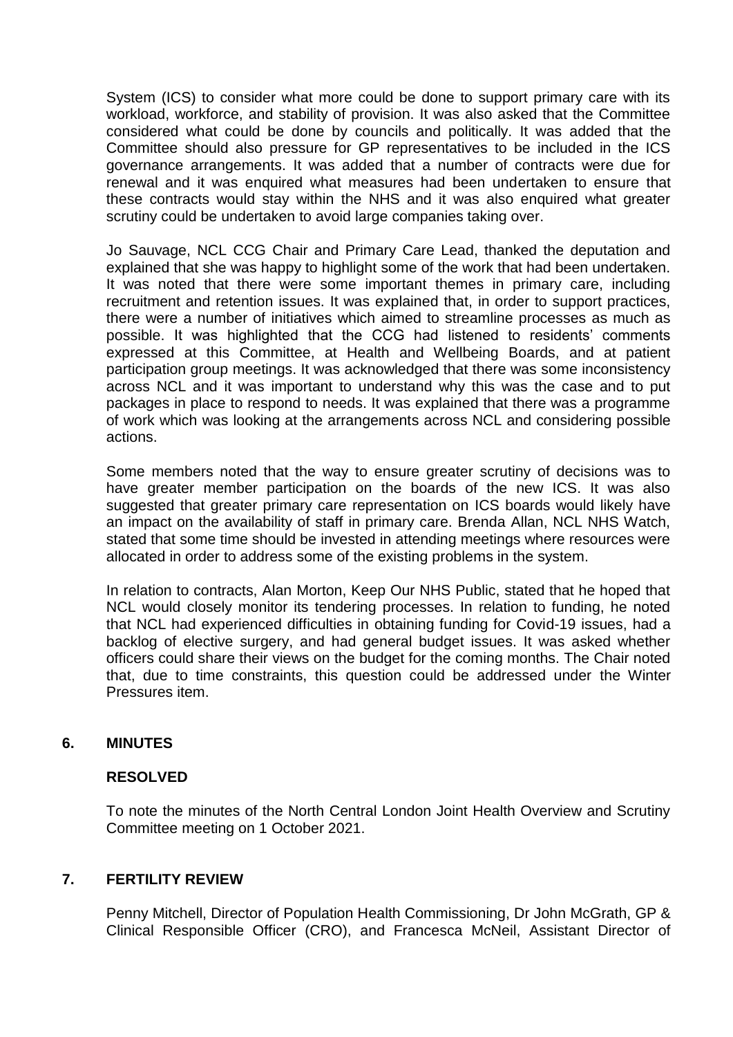System (ICS) to consider what more could be done to support primary care with its workload, workforce, and stability of provision. It was also asked that the Committee considered what could be done by councils and politically. It was added that the Committee should also pressure for GP representatives to be included in the ICS governance arrangements. It was added that a number of contracts were due for renewal and it was enquired what measures had been undertaken to ensure that these contracts would stay within the NHS and it was also enquired what greater scrutiny could be undertaken to avoid large companies taking over.

Jo Sauvage, NCL CCG Chair and Primary Care Lead, thanked the deputation and explained that she was happy to highlight some of the work that had been undertaken. It was noted that there were some important themes in primary care, including recruitment and retention issues. It was explained that, in order to support practices, there were a number of initiatives which aimed to streamline processes as much as possible. It was highlighted that the CCG had listened to residents' comments expressed at this Committee, at Health and Wellbeing Boards, and at patient participation group meetings. It was acknowledged that there was some inconsistency across NCL and it was important to understand why this was the case and to put packages in place to respond to needs. It was explained that there was a programme of work which was looking at the arrangements across NCL and considering possible actions.

Some members noted that the way to ensure greater scrutiny of decisions was to have greater member participation on the boards of the new ICS. It was also suggested that greater primary care representation on ICS boards would likely have an impact on the availability of staff in primary care. Brenda Allan, NCL NHS Watch, stated that some time should be invested in attending meetings where resources were allocated in order to address some of the existing problems in the system.

In relation to contracts, Alan Morton, Keep Our NHS Public, stated that he hoped that NCL would closely monitor its tendering processes. In relation to funding, he noted that NCL had experienced difficulties in obtaining funding for Covid-19 issues, had a backlog of elective surgery, and had general budget issues. It was asked whether officers could share their views on the budget for the coming months. The Chair noted that, due to time constraints, this question could be addressed under the Winter Pressures item.

## 6. MINUTES

**RESOLVED**

To note the minutes of the North Central London Joint Health Overview and Scrutiny Committee meeting on 1 October 2021.

## 7. FERTILITY REVIEW

Penny Mitchell, Director of Population Health Commissioning, Dr John McGrath, GP & Clinical Responsible Officer (CRO), and Francesca McNeil, Assistant Director of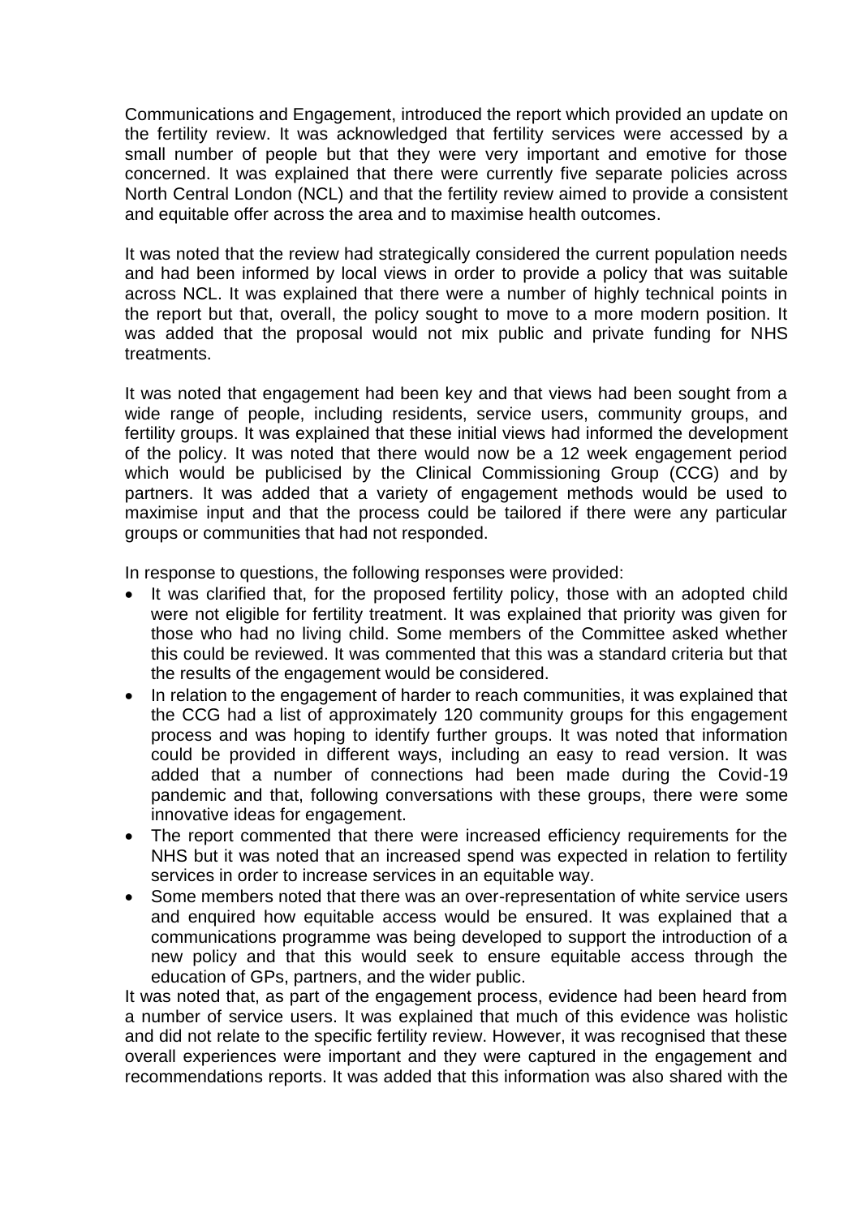Communications and Engagement, introduced the report which provided an update on the fertility review. It was acknowledged that fertility services were accessed by a small number of people but that they were very important and emotive for those concerned. It was explained that there were currently five separate policies across North Central London (NCL) and that the fertility review aimed to provide a consistent and equitable offer across the area and to maximise health outcomes.

It was noted that the review had strategically considered the current population needs and had been informed by local views in order to provide a policy that was suitable across NCL. It was explained that there were a number of highly technical points in the report but that, overall, the policy sought to move to a more modern position. It was added that the proposal would not mix public and private funding for NHS treatments.

It was noted that engagement had been key and that views had been sought from a wide range of people, including residents, service users, community groups, and fertility groups. It was explained that these initial views had informed the development of the policy. It was noted that there would now be a 12 week engagement period which would be publicised by the Clinical Commissioning Group (CCG) and by partners. It was added that a variety of engagement methods would be used to maximise input and that the process could be tailored if there were any particular groups or communities that had not responded.

In response to questions, the following responses were provided:

- It was clarified that, for the proposed fertility policy, those with an adopted child were not eligible for fertility treatment. It was explained that priority was given for those who had no living child. Some members of the Committee asked whether this could be reviewed. It was commented that this was a standard criteria but that the results of the engagement would be considered.
- In relation to the engagement of harder to reach communities, it was explained that the CCG had a list of approximately 120 community groups for this engagement process and was hoping to identify further groups. It was noted that information could be provided in different ways, including an easy to read version. It was added that a number of connections had been made during the Covid-19 pandemic and that, following conversations with these groups, there were some innovative ideas for engagement.
- The report commented that there were increased efficiency requirements for the NHS but it was noted that an increased spend was expected in relation to fertility services in order to increase services in an equitable way.
- Some members noted that there was an over-representation of white service users and enquired how equitable access would be ensured. It was explained that a communications programme was being developed to support the introduction of a new policy and that this would seek to ensure equitable access through the education of GPs, partners, and the wider public.

It was noted that, as part of the engagement process, evidence had been heard from a number of service users. It was explained that much of this evidence was holistic and did not relate to the specific fertility review. However, it was recognised that these overall experiences were important and they were captured in the engagement and recommendations reports. It was added that this information was also shared with the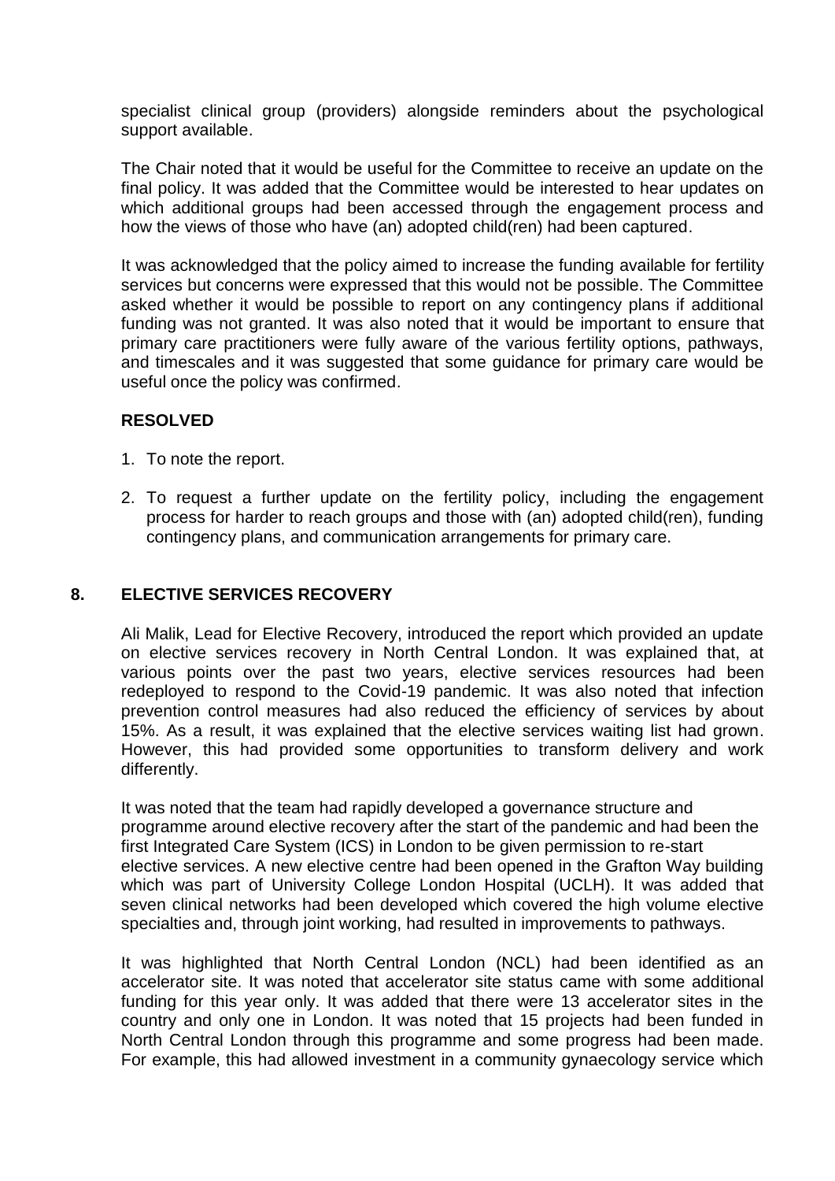specialist clinical group (providers) alongside reminders about the psychological support available.

The Chair noted that it would be useful for the Committee to receive an update on the final policy. It was added that the Committee would be interested to hear updates on which additional groups had been accessed through the engagement process and how the views of those who have (an) adopted child(ren) had been captured.

It was acknowledged that the policy aimed to increase the funding available for fertility services but concerns were expressed that this would not be possible. The Committee asked whether it would be possible to report on any contingency plans if additional funding was not granted. It was also noted that it would be important to ensure that primary care practitioners were fully aware of the various fertility options, pathways, and timescales and it was suggested that some guidance for primary care would be useful once the policy was confirmed.

**RESOLVED**

1. To note the report.
2. To request a further update on the fertility policy, including the engagement process for harder to reach groups and those with (an) adopted child(ren), funding contingency plans, and communication arrangements for primary care.

## 8. ELECTIVE SERVICES RECOVERY

Ali Malik, Lead for Elective Recovery, introduced the report which provided an update on elective services recovery in North Central London. It was explained that, at various points over the past two years, elective services resources had been redeployed to respond to the Covid-19 pandemic. It was also noted that infection prevention control measures had also reduced the efficiency of services by about 15%. As a result, it was explained that the elective services waiting list had grown. However, this had provided some opportunities to transform delivery and work differently.

It was noted that the team had rapidly developed a governance structure and programme around elective recovery after the start of the pandemic and had been the first Integrated Care System (ICS) in London to be given permission to re-start elective services. A new elective centre had been opened in the Grafton Way building which was part of University College London Hospital (UCLH). It was added that seven clinical networks had been developed which covered the high volume elective specialties and, through joint working, had resulted in improvements to pathways.

It was highlighted that North Central London (NCL) had been identified as an accelerator site. It was noted that accelerator site status came with some additional funding for this year only. It was added that there were 13 accelerator sites in the country and only one in London. It was noted that 15 projects had been funded in North Central London through this programme and some progress had been made. For example, this had allowed investment in a community gynaecology service which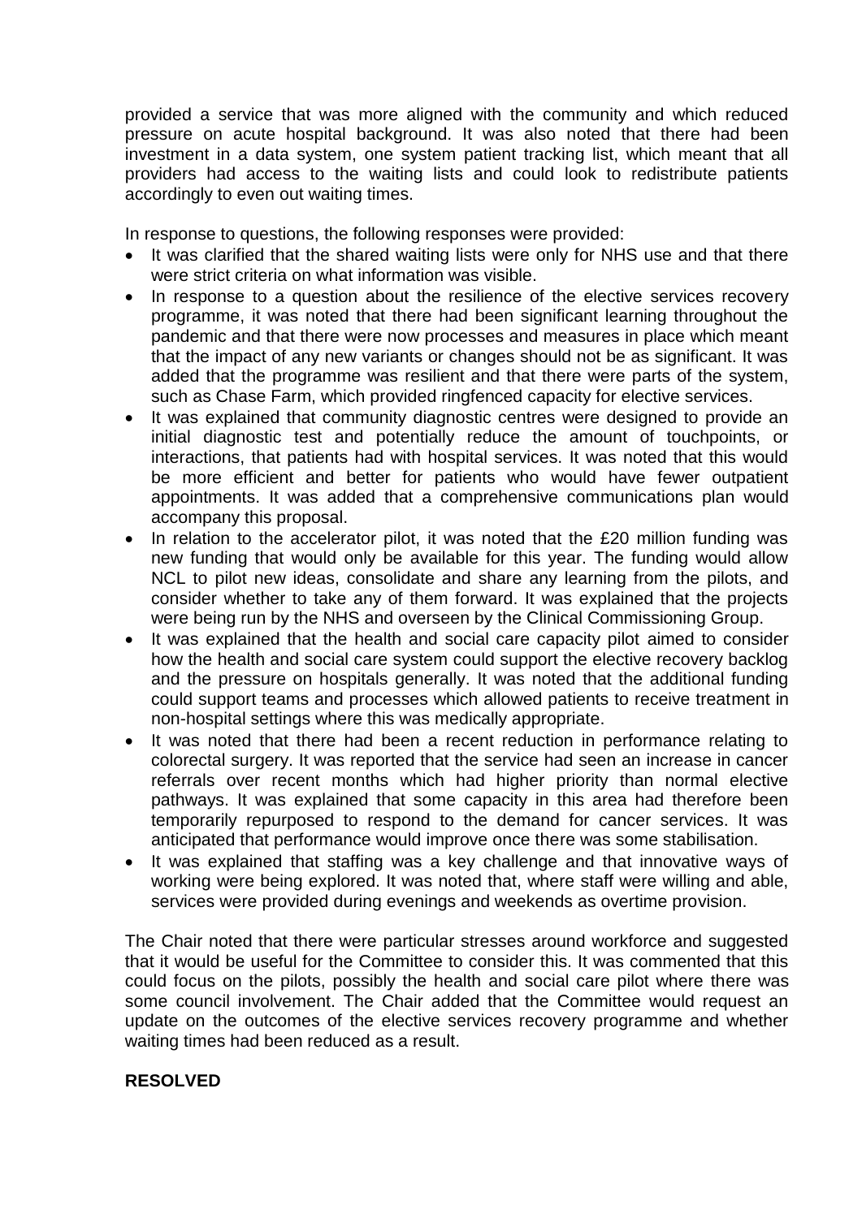provided a service that was more aligned with the community and which reduced pressure on acute hospital background. It was also noted that there had been investment in a data system, one system patient tracking list, which meant that all providers had access to the waiting lists and could look to redistribute patients accordingly to even out waiting times.

In response to questions, the following responses were provided:

- It was clarified that the shared waiting lists were only for NHS use and that there were strict criteria on what information was visible.
- In response to a question about the resilience of the elective services recovery programme, it was noted that there had been significant learning throughout the pandemic and that there were now processes and measures in place which meant that the impact of any new variants or changes should not be as significant. It was added that the programme was resilient and that there were parts of the system, such as Chase Farm, which provided ringfenced capacity for elective services.
- It was explained that community diagnostic centres were designed to provide an initial diagnostic test and potentially reduce the amount of touchpoints, or interactions, that patients had with hospital services. It was noted that this would be more efficient and better for patients who would have fewer outpatient appointments. It was added that a comprehensive communications plan would accompany this proposal.
- In relation to the accelerator pilot, it was noted that the £20 million funding was new funding that would only be available for this year. The funding would allow NCL to pilot new ideas, consolidate and share any learning from the pilots, and consider whether to take any of them forward. It was explained that the projects were being run by the NHS and overseen by the Clinical Commissioning Group.
- It was explained that the health and social care capacity pilot aimed to consider how the health and social care system could support the elective recovery backlog and the pressure on hospitals generally. It was noted that the additional funding could support teams and processes which allowed patients to receive treatment in non-hospital settings where this was medically appropriate.
- It was noted that there had been a recent reduction in performance relating to colorectal surgery. It was reported that the service had seen an increase in cancer referrals over recent months which had higher priority than normal elective pathways. It was explained that some capacity in this area had therefore been temporarily repurposed to respond to the demand for cancer services. It was anticipated that performance would improve once there was some stabilisation.
- It was explained that staffing was a key challenge and that innovative ways of working were being explored. It was noted that, where staff were willing and able, services were provided during evenings and weekends as overtime provision.

The Chair noted that there were particular stresses around workforce and suggested that it would be useful for the Committee to consider this. It was commented that this could focus on the pilots, possibly the health and social care pilot where there was some council involvement. The Chair added that the Committee would request an update on the outcomes of the elective services recovery programme and whether waiting times had been reduced as a result.

**RESOLVED**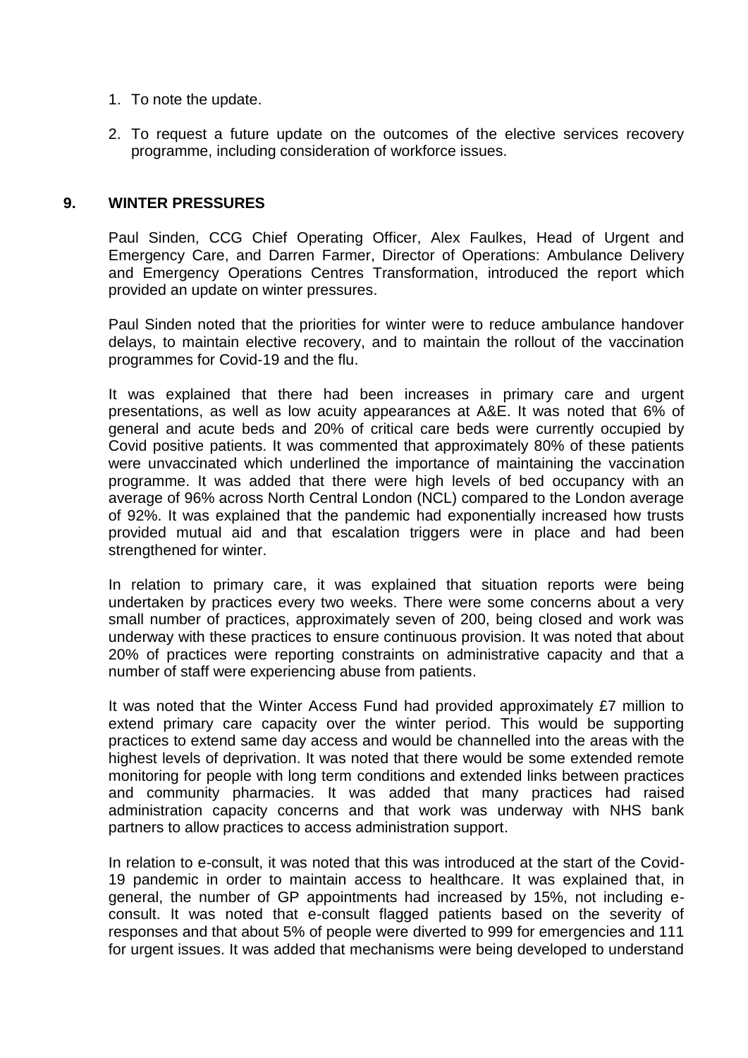1. To note the update.
2. To request a future update on the outcomes of the elective services recovery programme, including consideration of workforce issues.

## 9. WINTER PRESSURES

Paul Sinden, CCG Chief Operating Officer, Alex Faulkes, Head of Urgent and Emergency Care, and Darren Farmer, Director of Operations: Ambulance Delivery and Emergency Operations Centres Transformation, introduced the report which provided an update on winter pressures.

Paul Sinden noted that the priorities for winter were to reduce ambulance handover delays, to maintain elective recovery, and to maintain the rollout of the vaccination programmes for Covid-19 and the flu.

It was explained that there had been increases in primary care and urgent presentations, as well as low acuity appearances at A&E. It was noted that 6% of general and acute beds and 20% of critical care beds were currently occupied by Covid positive patients. It was commented that approximately 80% of these patients were unvaccinated which underlined the importance of maintaining the vaccination programme. It was added that there were high levels of bed occupancy with an average of 96% across North Central London (NCL) compared to the London average of 92%. It was explained that the pandemic had exponentially increased how trusts provided mutual aid and that escalation triggers were in place and had been strengthened for winter.

In relation to primary care, it was explained that situation reports were being undertaken by practices every two weeks. There were some concerns about a very small number of practices, approximately seven of 200, being closed and work was underway with these practices to ensure continuous provision. It was noted that about 20% of practices were reporting constraints on administrative capacity and that a number of staff were experiencing abuse from patients.

It was noted that the Winter Access Fund had provided approximately £7 million to extend primary care capacity over the winter period. This would be supporting practices to extend same day access and would be channelled into the areas with the highest levels of deprivation. It was noted that there would be some extended remote monitoring for people with long term conditions and extended links between practices and community pharmacies. It was added that many practices had raised administration capacity concerns and that work was underway with NHS bank partners to allow practices to access administration support.

In relation to e-consult, it was noted that this was introduced at the start of the Covid-19 pandemic in order to maintain access to healthcare. It was explained that, in general, the number of GP appointments had increased by 15%, not including e-consult. It was noted that e-consult flagged patients based on the severity of responses and that about 5% of people were diverted to 999 for emergencies and 111 for urgent issues. It was added that mechanisms were being developed to understand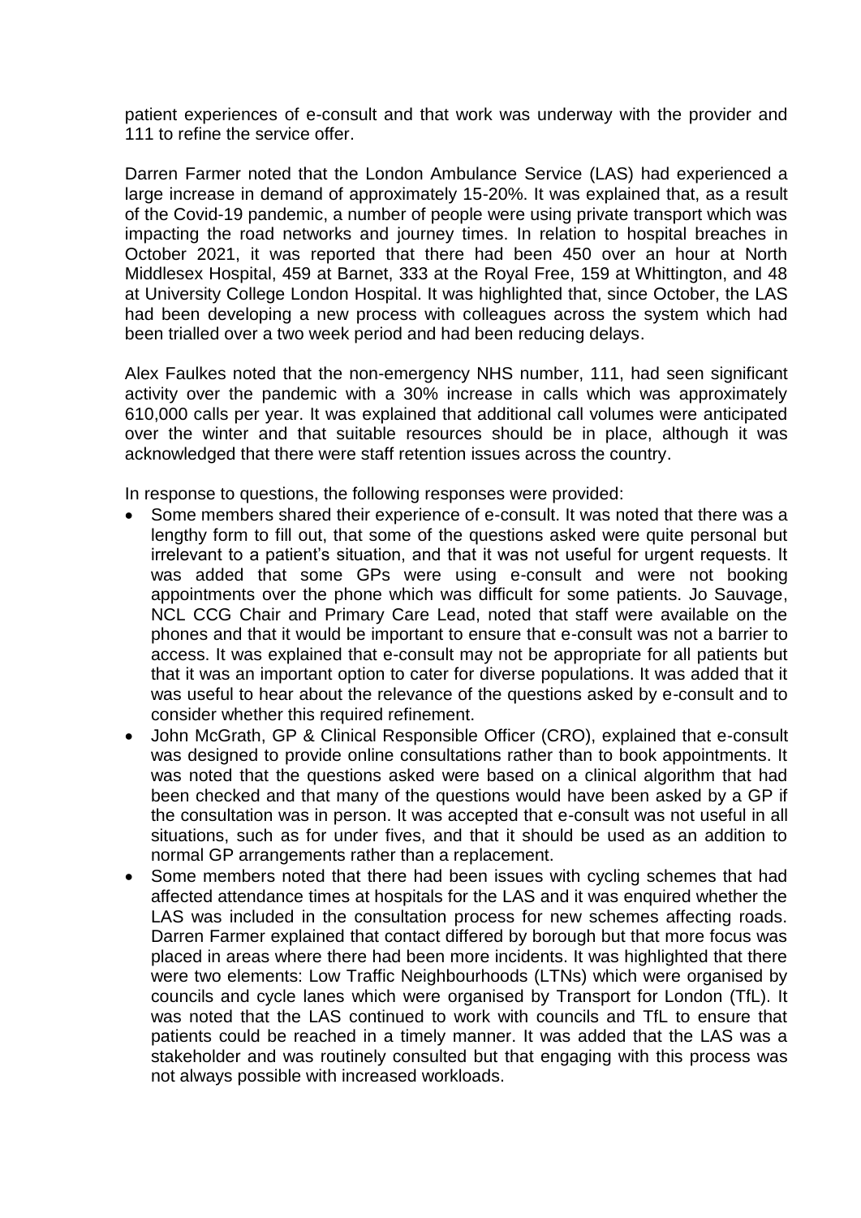patient experiences of e-consult and that work was underway with the provider and 111 to refine the service offer.

Darren Farmer noted that the London Ambulance Service (LAS) had experienced a large increase in demand of approximately 15-20%. It was explained that, as a result of the Covid-19 pandemic, a number of people were using private transport which was impacting the road networks and journey times. In relation to hospital breaches in October 2021, it was reported that there had been 450 over an hour at North Middlesex Hospital, 459 at Barnet, 333 at the Royal Free, 159 at Whittington, and 48 at University College London Hospital. It was highlighted that, since October, the LAS had been developing a new process with colleagues across the system which had been trialled over a two week period and had been reducing delays.

Alex Faulkes noted that the non-emergency NHS number, 111, had seen significant activity over the pandemic with a 30% increase in calls which was approximately 610,000 calls per year. It was explained that additional call volumes were anticipated over the winter and that suitable resources should be in place, although it was acknowledged that there were staff retention issues across the country.

In response to questions, the following responses were provided:

- Some members shared their experience of e-consult. It was noted that there was a lengthy form to fill out, that some of the questions asked were quite personal but irrelevant to a patient's situation, and that it was not useful for urgent requests. It was added that some GPs were using e-consult and were not booking appointments over the phone which was difficult for some patients. Jo Sauvage, NCL CCG Chair and Primary Care Lead, noted that staff were available on the phones and that it would be important to ensure that e-consult was not a barrier to access. It was explained that e-consult may not be appropriate for all patients but that it was an important option to cater for diverse populations. It was added that it was useful to hear about the relevance of the questions asked by e-consult and to consider whether this required refinement.
- John McGrath, GP & Clinical Responsible Officer (CRO), explained that e-consult was designed to provide online consultations rather than to book appointments. It was noted that the questions asked were based on a clinical algorithm that had been checked and that many of the questions would have been asked by a GP if the consultation was in person. It was accepted that e-consult was not useful in all situations, such as for under fives, and that it should be used as an addition to normal GP arrangements rather than a replacement.
- Some members noted that there had been issues with cycling schemes that had affected attendance times at hospitals for the LAS and it was enquired whether the LAS was included in the consultation process for new schemes affecting roads. Darren Farmer explained that contact differed by borough but that more focus was placed in areas where there had been more incidents. It was highlighted that there were two elements: Low Traffic Neighbourhoods (LTNs) which were organised by councils and cycle lanes which were organised by Transport for London (TfL). It was noted that the LAS continued to work with councils and TfL to ensure that patients could be reached in a timely manner. It was added that the LAS was a stakeholder and was routinely consulted but that engaging with this process was not always possible with increased workloads.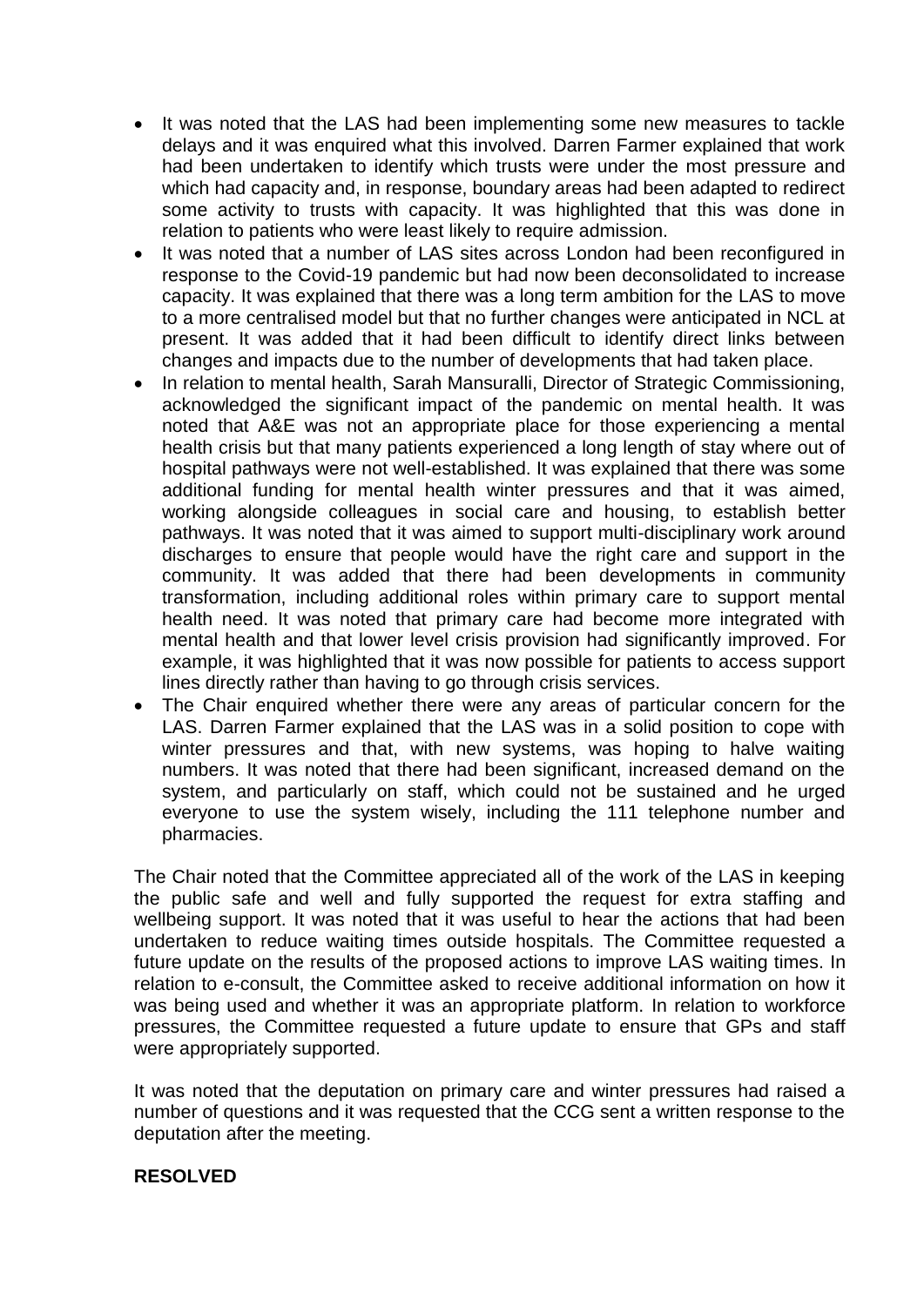- It was noted that the LAS had been implementing some new measures to tackle delays and it was enquired what this involved. Darren Farmer explained that work had been undertaken to identify which trusts were under the most pressure and which had capacity and, in response, boundary areas had been adapted to redirect some activity to trusts with capacity. It was highlighted that this was done in relation to patients who were least likely to require admission.
- It was noted that a number of LAS sites across London had been reconfigured in response to the Covid-19 pandemic but had now been deconsolidated to increase capacity. It was explained that there was a long term ambition for the LAS to move to a more centralised model but that no further changes were anticipated in NCL at present. It was added that it had been difficult to identify direct links between changes and impacts due to the number of developments that had taken place.
- In relation to mental health, Sarah Mansuralli, Director of Strategic Commissioning, acknowledged the significant impact of the pandemic on mental health. It was noted that A&E was not an appropriate place for those experiencing a mental health crisis but that many patients experienced a long length of stay where out of hospital pathways were not well-established. It was explained that there was some additional funding for mental health winter pressures and that it was aimed, working alongside colleagues in social care and housing, to establish better pathways. It was noted that it was aimed to support multi-disciplinary work around discharges to ensure that people would have the right care and support in the community. It was added that there had been developments in community transformation, including additional roles within primary care to support mental health need. It was noted that primary care had become more integrated with mental health and that lower level crisis provision had significantly improved. For example, it was highlighted that it was now possible for patients to access support lines directly rather than having to go through crisis services.
- The Chair enquired whether there were any areas of particular concern for the LAS. Darren Farmer explained that the LAS was in a solid position to cope with winter pressures and that, with new systems, was hoping to halve waiting numbers. It was noted that there had been significant, increased demand on the system, and particularly on staff, which could not be sustained and he urged everyone to use the system wisely, including the 111 telephone number and pharmacies.

The Chair noted that the Committee appreciated all of the work of the LAS in keeping the public safe and well and fully supported the request for extra staffing and wellbeing support. It was noted that it was useful to hear the actions that had been undertaken to reduce waiting times outside hospitals. The Committee requested a future update on the results of the proposed actions to improve LAS waiting times. In relation to e-consult, the Committee asked to receive additional information on how it was being used and whether it was an appropriate platform. In relation to workforce pressures, the Committee requested a future update to ensure that GPs and staff were appropriately supported.

It was noted that the deputation on primary care and winter pressures had raised a number of questions and it was requested that the CCG sent a written response to the deputation after the meeting.

**RESOLVED**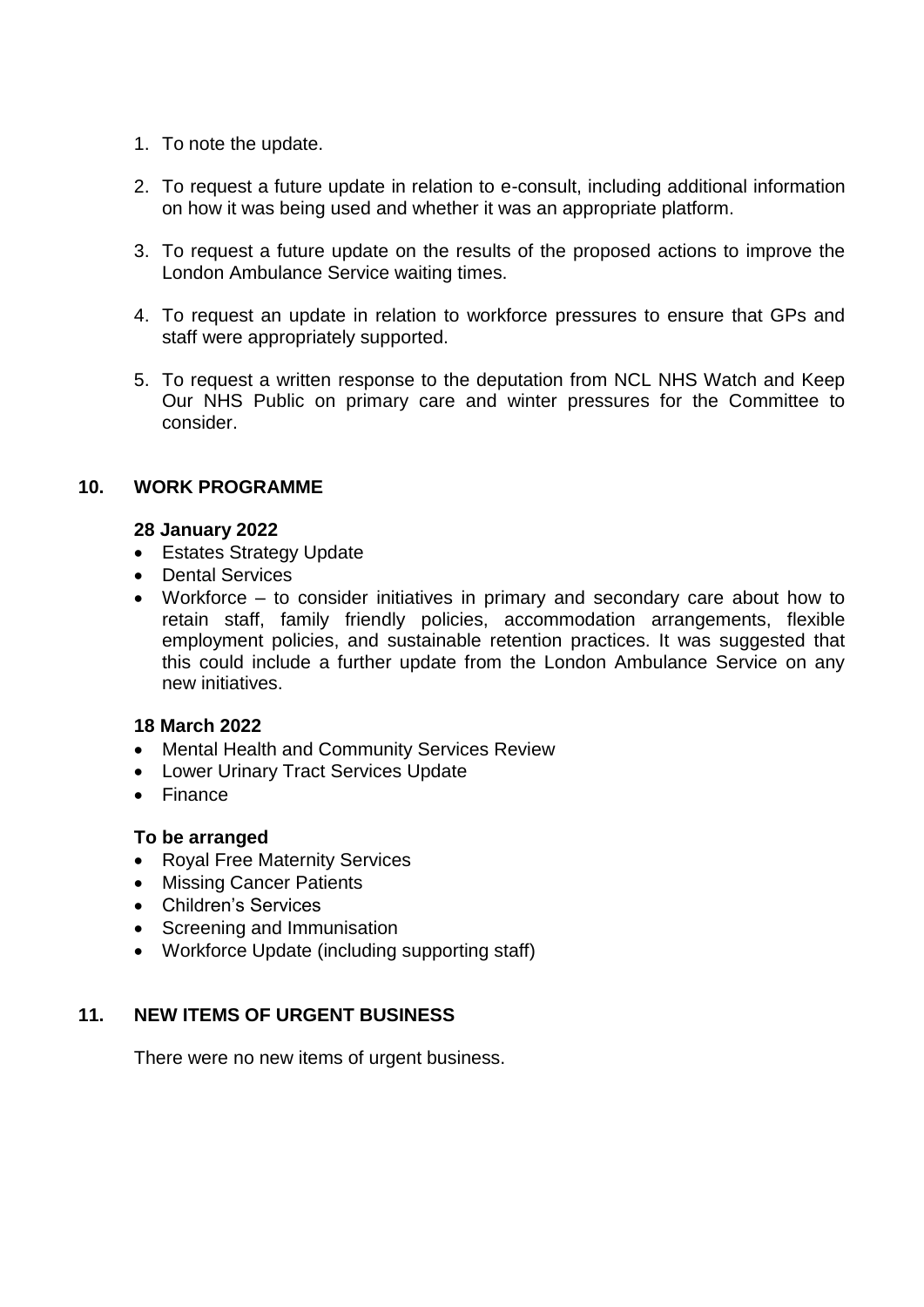1. To note the update.

2. To request a future update in relation to e-consult, including additional information on how it was being used and whether it was an appropriate platform.

3. To request a future update on the results of the proposed actions to improve the London Ambulance Service waiting times.

4. To request an update in relation to workforce pressures to ensure that GPs and staff were appropriately supported.

5. To request a written response to the deputation from NCL NHS Watch and Keep Our NHS Public on primary care and winter pressures for the Committee to consider.

## 10. WORK PROGRAMME

**28 January 2022**

- Estates Strategy Update
- Dental Services
- Workforce – to consider initiatives in primary and secondary care about how to retain staff, family friendly policies, accommodation arrangements, flexible employment policies, and sustainable retention practices. It was suggested that this could include a further update from the London Ambulance Service on any new initiatives.

**18 March 2022**

- Mental Health and Community Services Review
- Lower Urinary Tract Services Update
- Finance

**To be arranged**

- Royal Free Maternity Services
- Missing Cancer Patients
- Children's Services
- Screening and Immunisation
- Workforce Update (including supporting staff)

## 11. NEW ITEMS OF URGENT BUSINESS

There were no new items of urgent business.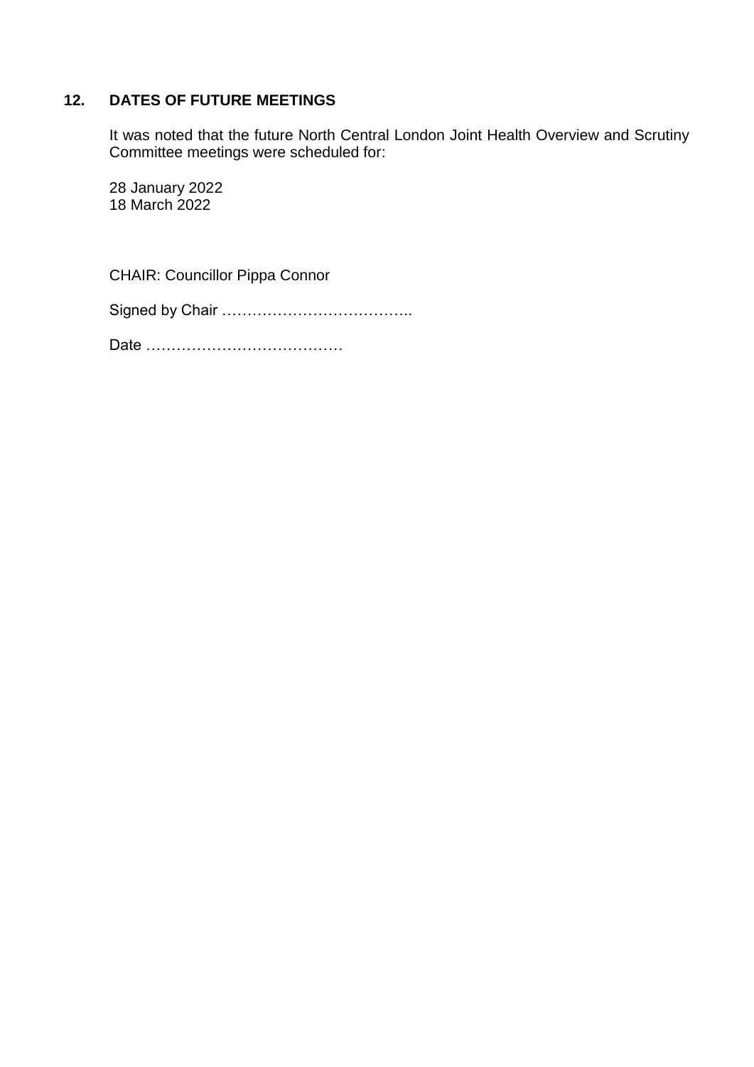## 12. DATES OF FUTURE MEETINGS

It was noted that the future North Central London Joint Health Overview and Scrutiny Committee meetings were scheduled for:

28 January 2022
18 March 2022

CHAIR: Councillor Pippa Connor

Signed by Chair ………………………………..

Date …………………………………